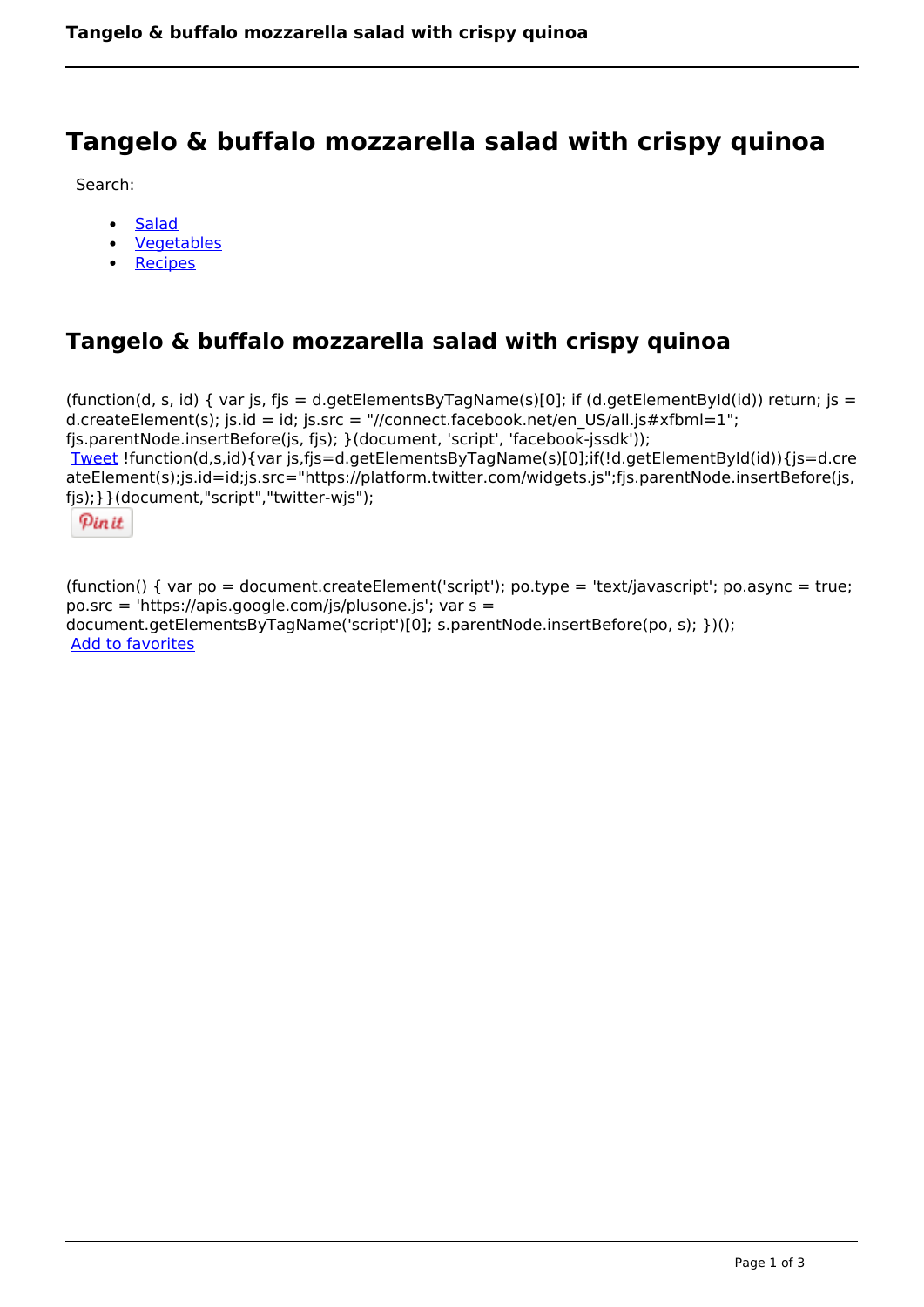# Tangelo & buffalo mozzarella salad with crispy quinoa

Search:

- Salad
- Vegetables
- Recipes

## Tangelo & buffalo mozzarella salad with crispy quinoa

(function(d, s, id) { var js, fjs = d.getElementsByTagName(s)[0]; if (d.getElementById(id)) return; js = d.createElement(s); js.id = id; js.src = "//connect.facebook.net/en_US/all.js#xfbml=1"; fjs.parentNode.insertBefore(js, fjs); }(document, 'script', 'facebook-jssdk'));
Tweet !function(d,s,id){var js,fjs=d.getElementsByTagName(s)[0];if(!d.getElementById(id)){js=d.createElement(s);js.id=id;js.src="https://platform.twitter.com/widgets.js";fjs.parentNode.insertBefore(js, fjs);}}(document,"script","twitter-wjs");

Pin it

(function() { var po = document.createElement('script'); po.type = 'text/javascript'; po.async = true; po.src = 'https://apis.google.com/js/plusone.js'; var s = document.getElementsByTagName('script')[0]; s.parentNode.insertBefore(po, s); })();
Add to favorites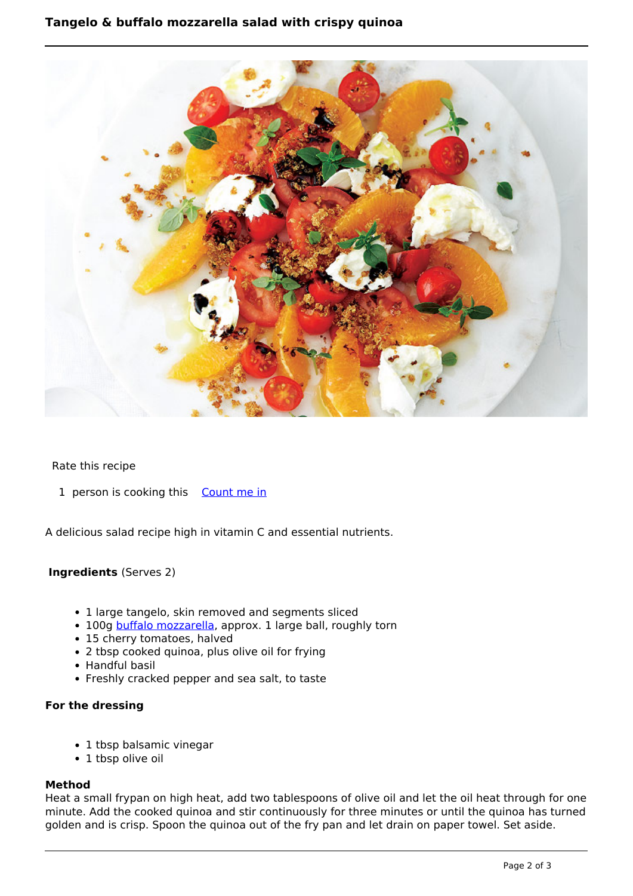# Tangelo & buffalo mozzarella salad with crispy quinoa

Rate this recipe

1 person is cooking this [Count me in]

A delicious salad recipe high in vitamin C and essential nutrients.

**Ingredients** (Serves 2)

- 1 large tangelo, skin removed and segments sliced
- 100g buffalo mozzarella, approx. 1 large ball, roughly torn
- 15 cherry tomatoes, halved
- 2 tbsp cooked quinoa, plus olive oil for frying
- Handful basil
- Freshly cracked pepper and sea salt, to taste

**For the dressing**

- 1 tbsp balsamic vinegar
- 1 tbsp olive oil

**Method**

Heat a small frypan on high heat, add two tablespoons of olive oil and let the oil heat through for one minute. Add the cooked quinoa and stir continuously for three minutes or until the quinoa has turned golden and is crisp. Spoon the quinoa out of the fry pan and let drain on paper towel. Set aside.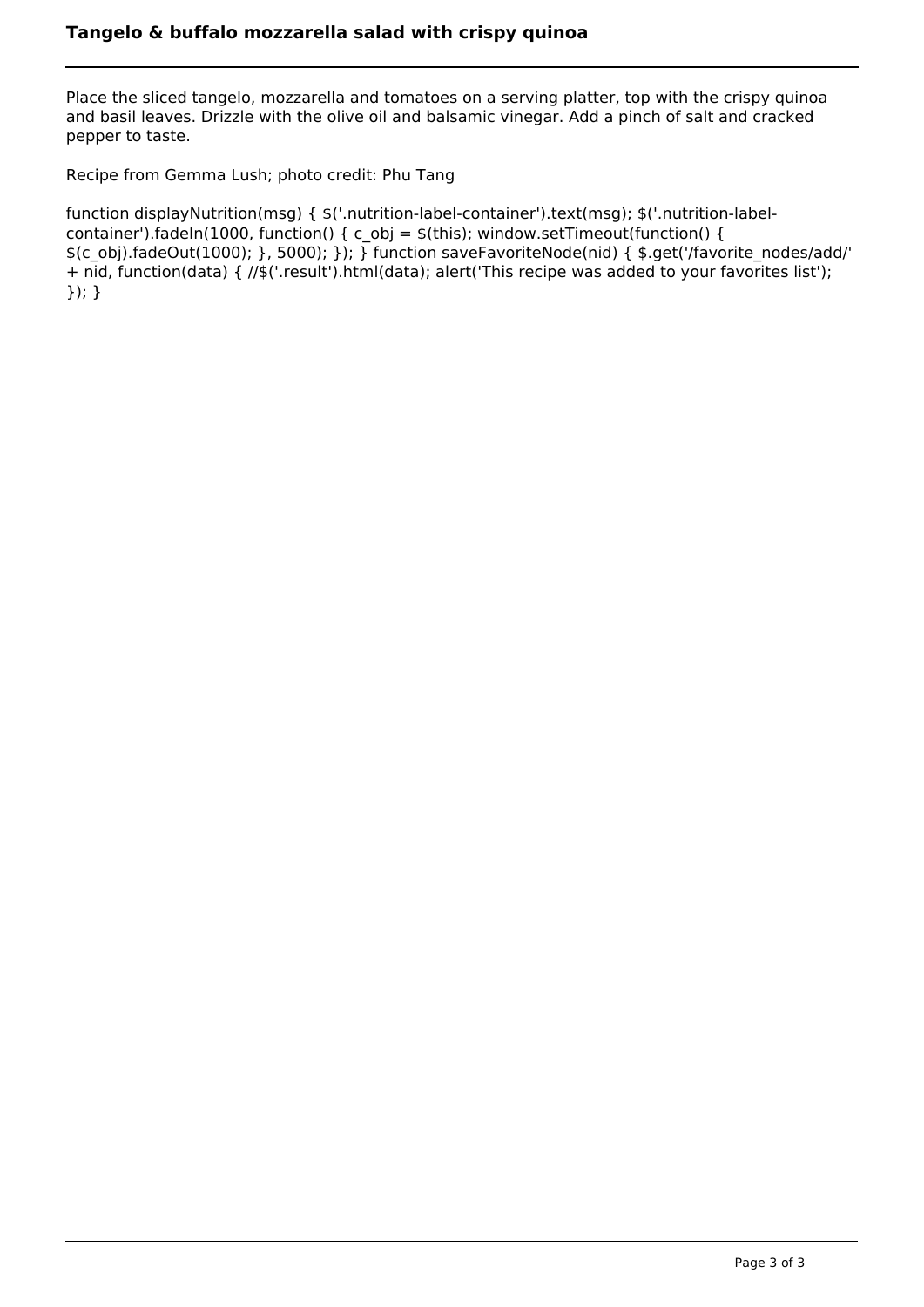## Tangelo & buffalo mozzarella salad with crispy quinoa

Place the sliced tangelo, mozzarella and tomatoes on a serving platter, top with the crispy quinoa and basil leaves. Drizzle with the olive oil and balsamic vinegar. Add a pinch of salt and cracked pepper to taste.

Recipe from Gemma Lush; photo credit: Phu Tang

```
function displayNutrition(msg) { $('.nutrition-label-container').text(msg); $('.nutrition-label-container').fadeIn(1000, function() { c_obj = $(this); window.setTimeout(function() { $(c_obj).fadeOut(1000); }, 5000); }); } function saveFavoriteNode(nid) { $.get('/favorite_nodes/add/' + nid, function(data) { //$('.result').html(data); alert('This recipe was added to your favorites list'); }); }
```